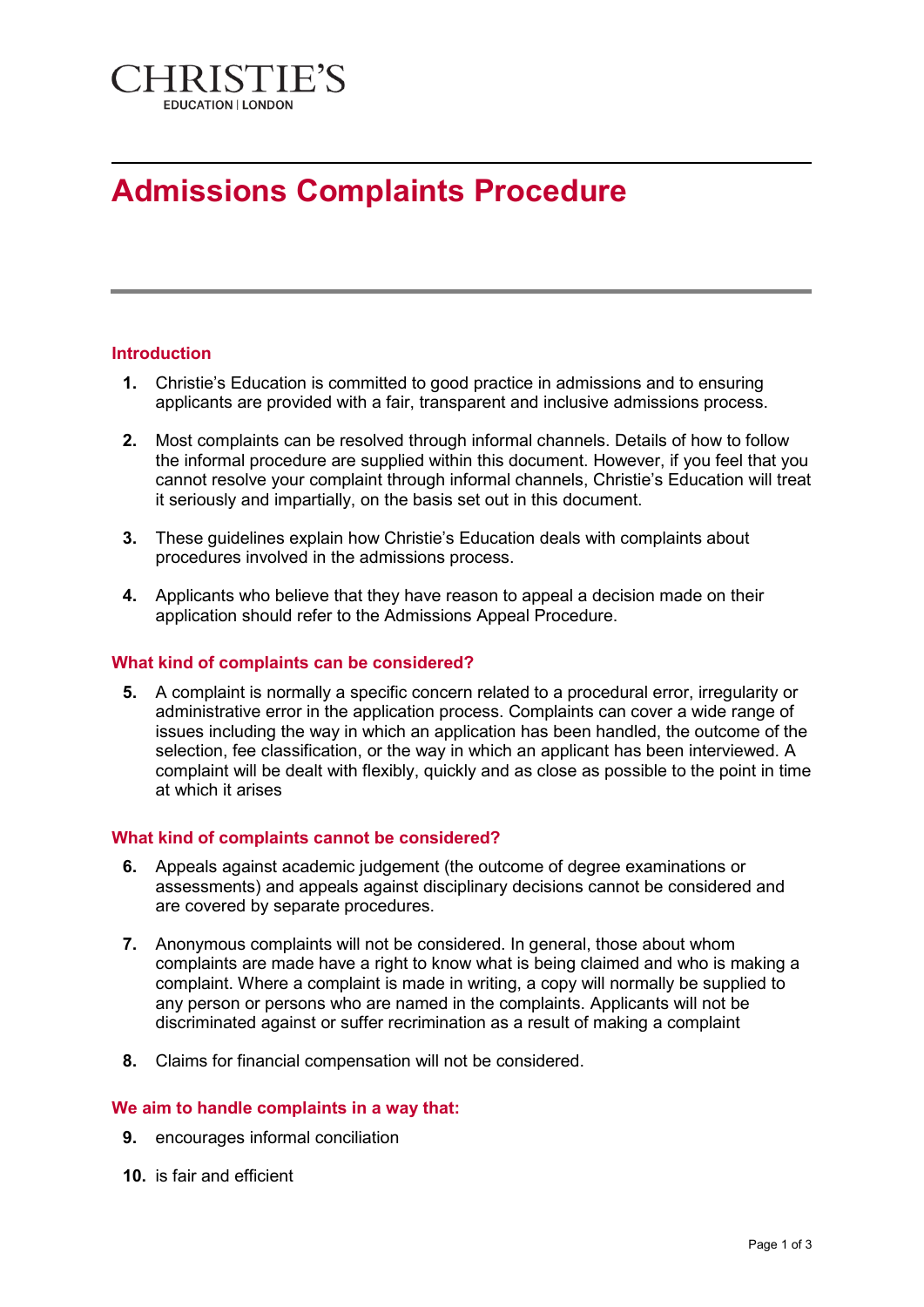CHRISTIE'S

EDUCATION | LONDON

# Admissions Complaints Procedure

## Introduction

1. Christie's Education is committed to good practice in admissions and to ensuring applicants are provided with a fair, transparent and inclusive admissions process.

2. Most complaints can be resolved through informal channels. Details of how to follow the informal procedure are supplied within this document. However, if you feel that you cannot resolve your complaint through informal channels, Christie's Education will treat it seriously and impartially, on the basis set out in this document.

3. These guidelines explain how Christie's Education deals with complaints about procedures involved in the admissions process.

4. Applicants who believe that they have reason to appeal a decision made on their application should refer to the Admissions Appeal Procedure.

## What kind of complaints can be considered?

5. A complaint is normally a specific concern related to a procedural error, irregularity or administrative error in the application process. Complaints can cover a wide range of issues including the way in which an application has been handled, the outcome of the selection, fee classification, or the way in which an applicant has been interviewed. A complaint will be dealt with flexibly, quickly and as close as possible to the point in time at which it arises

## What kind of complaints cannot be considered?

6. Appeals against academic judgement (the outcome of degree examinations or assessments) and appeals against disciplinary decisions cannot be considered and are covered by separate procedures.

7. Anonymous complaints will not be considered. In general, those about whom complaints are made have a right to know what is being claimed and who is making a complaint. Where a complaint is made in writing, a copy will normally be supplied to any person or persons who are named in the complaints. Applicants will not be discriminated against or suffer recrimination as a result of making a complaint

8. Claims for financial compensation will not be considered.

## We aim to handle complaints in a way that:

9. encourages informal conciliation

10. is fair and efficient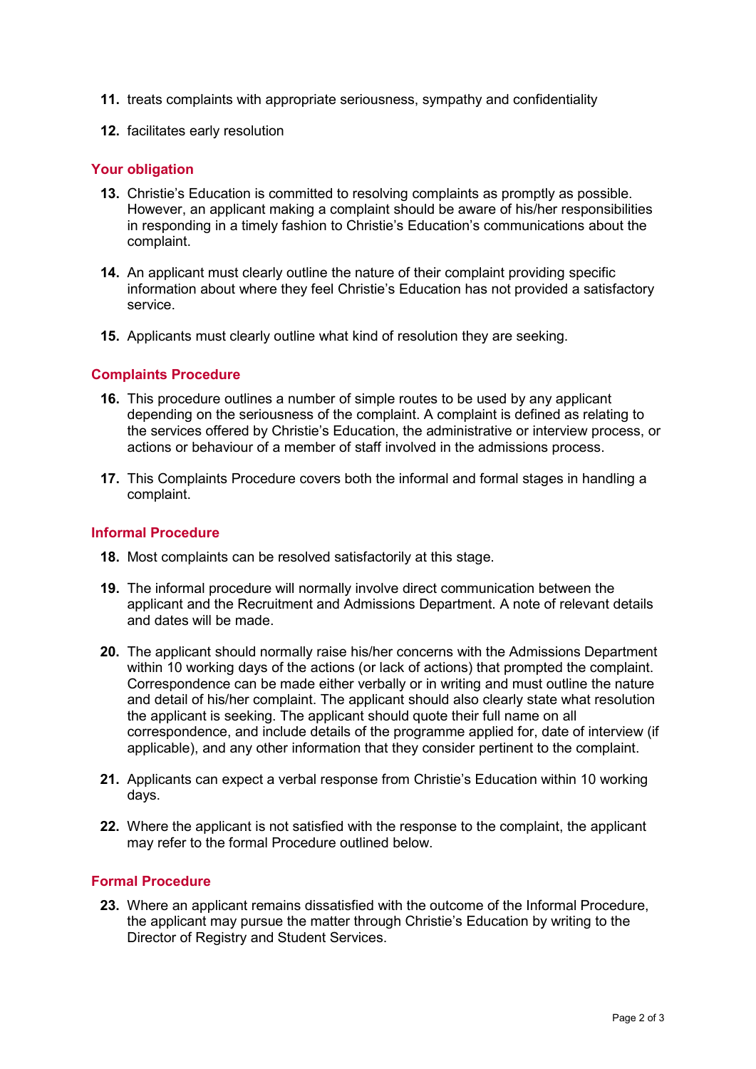11. treats complaints with appropriate seriousness, sympathy and confidentiality

12. facilitates early resolution

## Your obligation

13. Christie's Education is committed to resolving complaints as promptly as possible. However, an applicant making a complaint should be aware of his/her responsibilities in responding in a timely fashion to Christie's Education's communications about the complaint.

14. An applicant must clearly outline the nature of their complaint providing specific information about where they feel Christie's Education has not provided a satisfactory service.

15. Applicants must clearly outline what kind of resolution they are seeking.

## Complaints Procedure

16. This procedure outlines a number of simple routes to be used by any applicant depending on the seriousness of the complaint. A complaint is defined as relating to the services offered by Christie's Education, the administrative or interview process, or actions or behaviour of a member of staff involved in the admissions process.

17. This Complaints Procedure covers both the informal and formal stages in handling a complaint.

## Informal Procedure

18. Most complaints can be resolved satisfactorily at this stage.

19. The informal procedure will normally involve direct communication between the applicant and the Recruitment and Admissions Department. A note of relevant details and dates will be made.

20. The applicant should normally raise his/her concerns with the Admissions Department within 10 working days of the actions (or lack of actions) that prompted the complaint. Correspondence can be made either verbally or in writing and must outline the nature and detail of his/her complaint. The applicant should also clearly state what resolution the applicant is seeking. The applicant should quote their full name on all correspondence, and include details of the programme applied for, date of interview (if applicable), and any other information that they consider pertinent to the complaint.

21. Applicants can expect a verbal response from Christie's Education within 10 working days.

22. Where the applicant is not satisfied with the response to the complaint, the applicant may refer to the formal Procedure outlined below.

## Formal Procedure

23. Where an applicant remains dissatisfied with the outcome of the Informal Procedure, the applicant may pursue the matter through Christie's Education by writing to the Director of Registry and Student Services.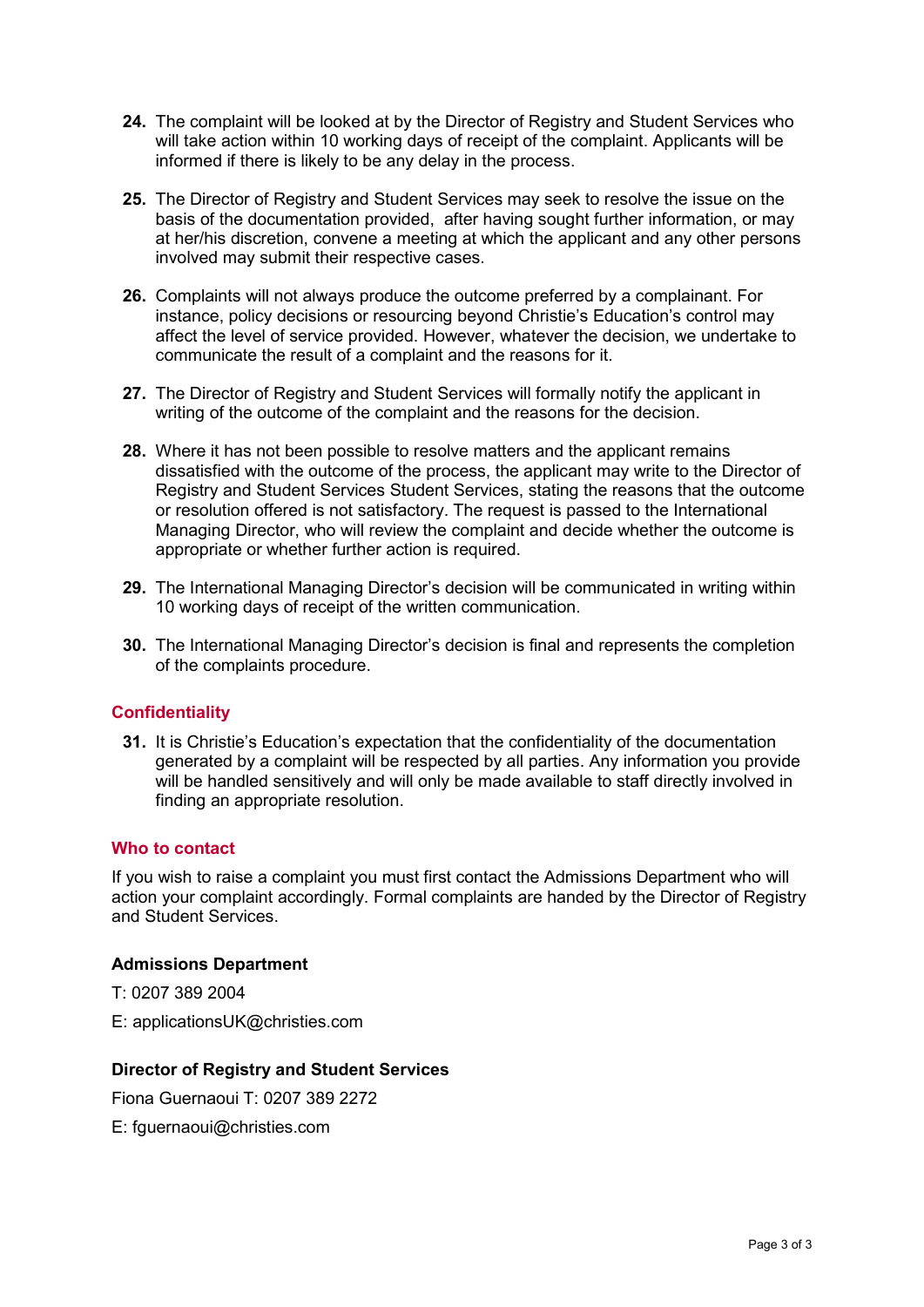24. The complaint will be looked at by the Director of Registry and Student Services who will take action within 10 working days of receipt of the complaint. Applicants will be informed if there is likely to be any delay in the process.

25. The Director of Registry and Student Services may seek to resolve the issue on the basis of the documentation provided, after having sought further information, or may at her/his discretion, convene a meeting at which the applicant and any other persons involved may submit their respective cases.

26. Complaints will not always produce the outcome preferred by a complainant. For instance, policy decisions or resourcing beyond Christie's Education's control may affect the level of service provided. However, whatever the decision, we undertake to communicate the result of a complaint and the reasons for it.

27. The Director of Registry and Student Services will formally notify the applicant in writing of the outcome of the complaint and the reasons for the decision.

28. Where it has not been possible to resolve matters and the applicant remains dissatisfied with the outcome of the process, the applicant may write to the Director of Registry and Student Services Student Services, stating the reasons that the outcome or resolution offered is not satisfactory. The request is passed to the International Managing Director, who will review the complaint and decide whether the outcome is appropriate or whether further action is required.

29. The International Managing Director's decision will be communicated in writing within 10 working days of receipt of the written communication.

30. The International Managing Director's decision is final and represents the completion of the complaints procedure.

## Confidentiality

31. It is Christie's Education's expectation that the confidentiality of the documentation generated by a complaint will be respected by all parties. Any information you provide will be handled sensitively and will only be made available to staff directly involved in finding an appropriate resolution.

## Who to contact

If you wish to raise a complaint you must first contact the Admissions Department who will action your complaint accordingly. Formal complaints are handed by the Director of Registry and Student Services.

**Admissions Department**

T: 0207 389 2004

E: applicationsUK@christies.com

**Director of Registry and Student Services**

Fiona Guernaoui T: 0207 389 2272

E: fguernaoui@christies.com